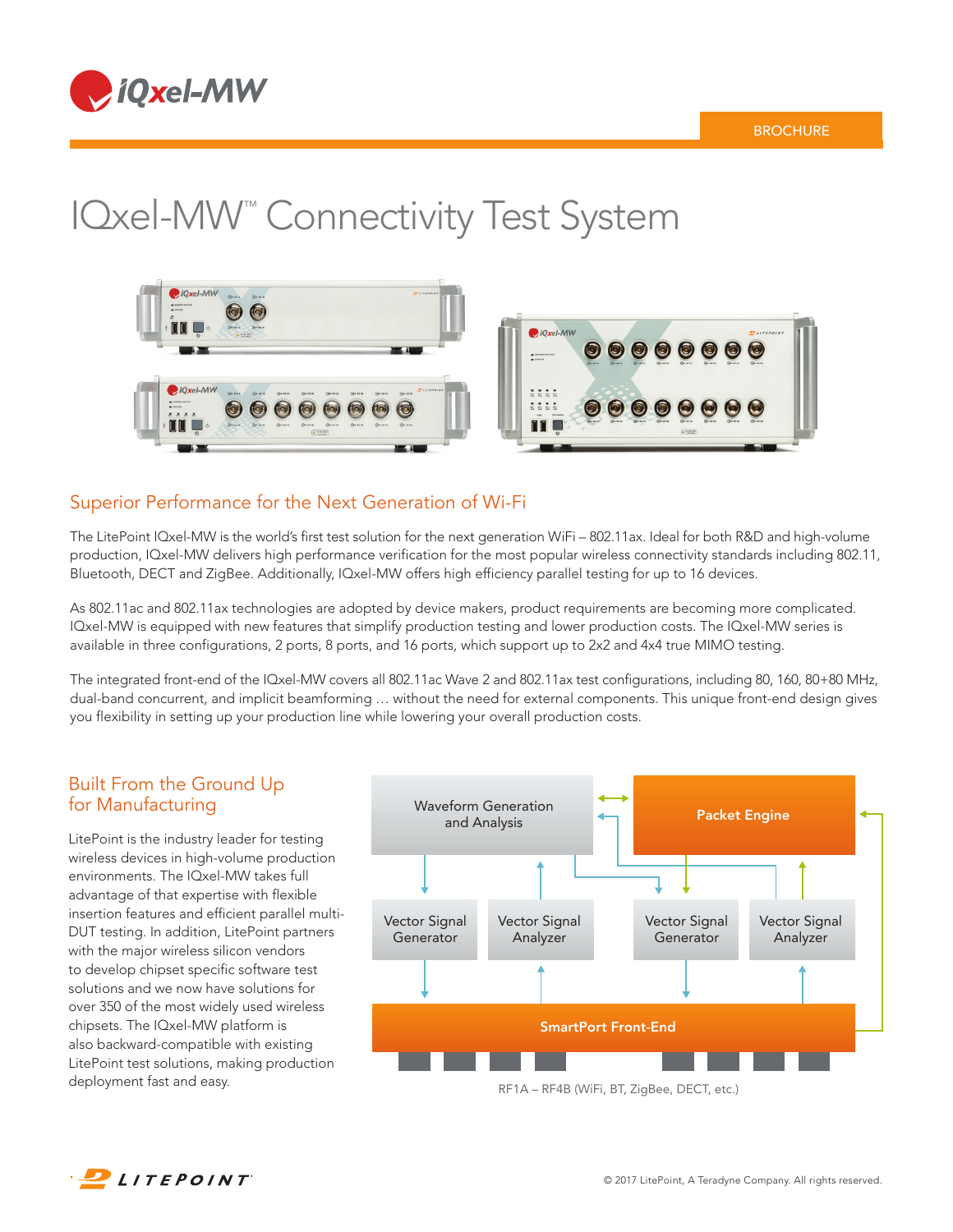iQxel-MW

BROCHURE

# IQxel-MW™ Connectivity Test System

## Superior Performance for the Next Generation of Wi-Fi

The LitePoint IQxel-MW is the world's first test solution for the next generation WiFi – 802.11ax. Ideal for both R&D and high-volume production, IQxel-MW delivers high performance verification for the most popular wireless connectivity standards including 802.11, Bluetooth, DECT and ZigBee. Additionally, IQxel-MW offers high efficiency parallel testing for up to 16 devices.

As 802.11ac and 802.11ax technologies are adopted by device makers, product requirements are becoming more complicated. IQxel-MW is equipped with new features that simplify production testing and lower production costs. The IQxel-MW series is available in three configurations, 2 ports, 8 ports, and 16 ports, which support up to 2x2 and 4x4 true MIMO testing.

The integrated front-end of the IQxel-MW covers all 802.11ac Wave 2 and 802.11ax test configurations, including 80, 160, 80+80 MHz, dual-band concurrent, and implicit beamforming … without the need for external components. This unique front-end design gives you flexibility in setting up your production line while lowering your overall production costs.

## Built From the Ground Up for Manufacturing

LitePoint is the industry leader for testing wireless devices in high-volume production environments. The IQxel-MW takes full advantage of that expertise with flexible insertion features and efficient parallel multi-DUT testing. In addition, LitePoint partners with the major wireless silicon vendors to develop chipset specific software test solutions and we now have solutions for over 350 of the most widely used wireless chipsets. The IQxel-MW platform is also backward-compatible with existing LitePoint test solutions, making production deployment fast and easy.

Waveform Generation and Analysis

Packet Engine

Vector Signal Generator

Vector Signal Analyzer

Vector Signal Generator

Vector Signal Analyzer

SmartPort Front-End

RF1A – RF4B (WiFi, BT, ZigBee, DECT, etc.)

LITEPOINT

© 2017 LitePoint, A Teradyne Company. All rights reserved.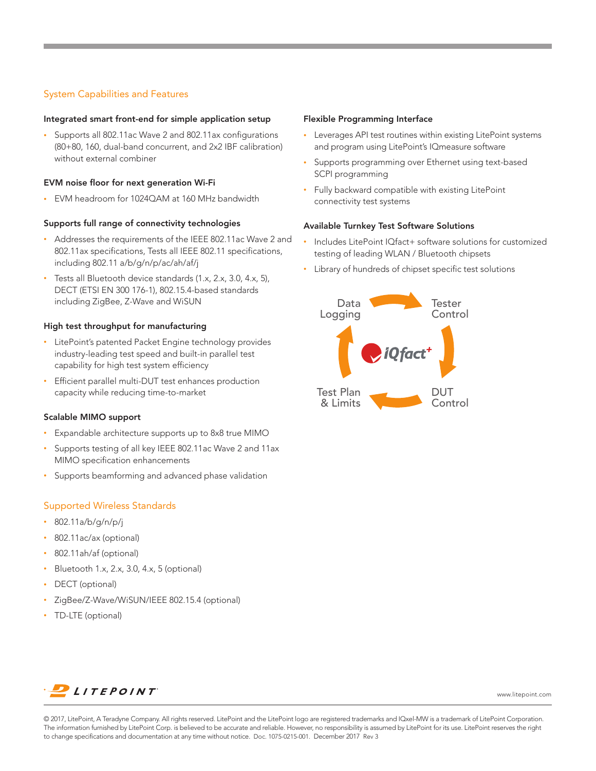## System Capabilities and Features

### Integrated smart front-end for simple application setup

- Supports all 802.11ac Wave 2 and 802.11ax configurations (80+80, 160, dual-band concurrent, and 2x2 IBF calibration) without external combiner

### EVM noise floor for next generation Wi-Fi

- EVM headroom for 1024QAM at 160 MHz bandwidth

### Supports full range of connectivity technologies

- Addresses the requirements of the IEEE 802.11ac Wave 2 and 802.11ax specifications, Tests all IEEE 802.11 specifications, including 802.11 a/b/g/n/p/ac/ah/af/j
- Tests all Bluetooth device standards (1.x, 2.x, 3.0, 4.x, 5), DECT (ETSI EN 300 176-1), 802.15.4-based standards including ZigBee, Z-Wave and WiSUN

### High test throughput for manufacturing

- LitePoint's patented Packet Engine technology provides industry-leading test speed and built-in parallel test capability for high test system efficiency
- Efficient parallel multi-DUT test enhances production capacity while reducing time-to-market

### Scalable MIMO support

- Expandable architecture supports up to 8x8 true MIMO
- Supports testing of all key IEEE 802.11ac Wave 2 and 11ax MIMO specification enhancements
- Supports beamforming and advanced phase validation

## Supported Wireless Standards

- 802.11a/b/g/n/p/j
- 802.11ac/ax (optional)
- 802.11ah/af (optional)
- Bluetooth 1.x, 2.x, 3.0, 4.x, 5 (optional)
- DECT (optional)
- ZigBee/Z-Wave/WiSUN/IEEE 802.15.4 (optional)
- TD-LTE (optional)

### Flexible Programming Interface

- Leverages API test routines within existing LitePoint systems and program using LitePoint's IQmeasure software
- Supports programming over Ethernet using text-based SCPI programming
- Fully backward compatible with existing LitePoint connectivity test systems

### Available Turnkey Test Software Solutions

- Includes LitePoint IQfact+ software solutions for customized testing of leading WLAN / Bluetooth chipsets
- Library of hundreds of chipset specific test solutions

Data Logging

Tester Control

IQfact+

Test Plan & Limits

DUT Control

www.litepoint.com

© 2017, LitePoint, A Teradyne Company. All rights reserved. LitePoint and the LitePoint logo are registered trademarks and IQxel-MW is a trademark of LitePoint Corporation. The information furnished by LitePoint Corp. is believed to be accurate and reliable. However, no responsibility is assumed by LitePoint for its use. LitePoint reserves the right to change specifications and documentation at any time without notice. Doc. 1075-0215-001. December 2017 Rev 3